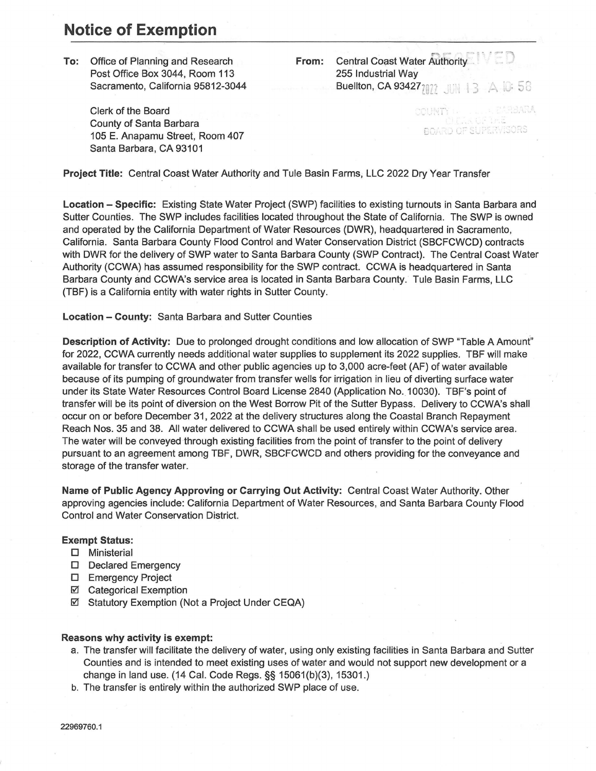# Notice of Exemption

**To:** Office of Planning and Research
Post Office Box 3044, Room 113
Sacramento, California 95812-3044

Clerk of the Board
County of Santa Barbara
105 E. Anapamu Street, Room 407
Santa Barbara, CA 93101

**From:** Central Coast Water Authority
255 Industrial Way
Buellton, CA 93427

RECEIVED
2022 JUN 13 A 10:58
COUNTY OF SANTA BARBARA
CLERK OF THE
BOARD OF SUPERVISORS

**Project Title:** Central Coast Water Authority and Tule Basin Farms, LLC 2022 Dry Year Transfer

**Location – Specific:** Existing State Water Project (SWP) facilities to existing turnouts in Santa Barbara and Sutter Counties. The SWP includes facilities located throughout the State of California. The SWP is owned and operated by the California Department of Water Resources (DWR), headquartered in Sacramento, California. Santa Barbara County Flood Control and Water Conservation District (SBCFCWCD) contracts with DWR for the delivery of SWP water to Santa Barbara County (SWP Contract). The Central Coast Water Authority (CCWA) has assumed responsibility for the SWP contract. CCWA is headquartered in Santa Barbara County and CCWA's service area is located in Santa Barbara County. Tule Basin Farms, LLC (TBF) is a California entity with water rights in Sutter County.

**Location – County:** Santa Barbara and Sutter Counties

**Description of Activity:** Due to prolonged drought conditions and low allocation of SWP "Table A Amount" for 2022, CCWA currently needs additional water supplies to supplement its 2022 supplies. TBF will make available for transfer to CCWA and other public agencies up to 3,000 acre-feet (AF) of water available because of its pumping of groundwater from transfer wells for irrigation in lieu of diverting surface water under its State Water Resources Control Board License 2840 (Application No. 10030). TBF's point of transfer will be its point of diversion on the West Borrow Pit of the Sutter Bypass. Delivery to CCWA's shall occur on or before December 31, 2022 at the delivery structures along the Coastal Branch Repayment Reach Nos. 35 and 38. All water delivered to CCWA shall be used entirely within CCWA's service area. The water will be conveyed through existing facilities from the point of transfer to the point of delivery pursuant to an agreement among TBF, DWR, SBCFCWCD and others providing for the conveyance and storage of the transfer water.

**Name of Public Agency Approving or Carrying Out Activity:** Central Coast Water Authority. Other approving agencies include: California Department of Water Resources, and Santa Barbara County Flood Control and Water Conservation District.

**Exempt Status:**

- ☐ Ministerial
- ☐ Declared Emergency
- ☐ Emergency Project
- ☑ Categorical Exemption
- ☑ Statutory Exemption (Not a Project Under CEQA)

**Reasons why activity is exempt:**

a. The transfer will facilitate the delivery of water, using only existing facilities in Santa Barbara and Sutter Counties and is intended to meet existing uses of water and would not support new development or a change in land use. (14 Cal. Code Regs. §§ 15061(b)(3), 15301.)

b. The transfer is entirely within the authorized SWP place of use.

22969760.1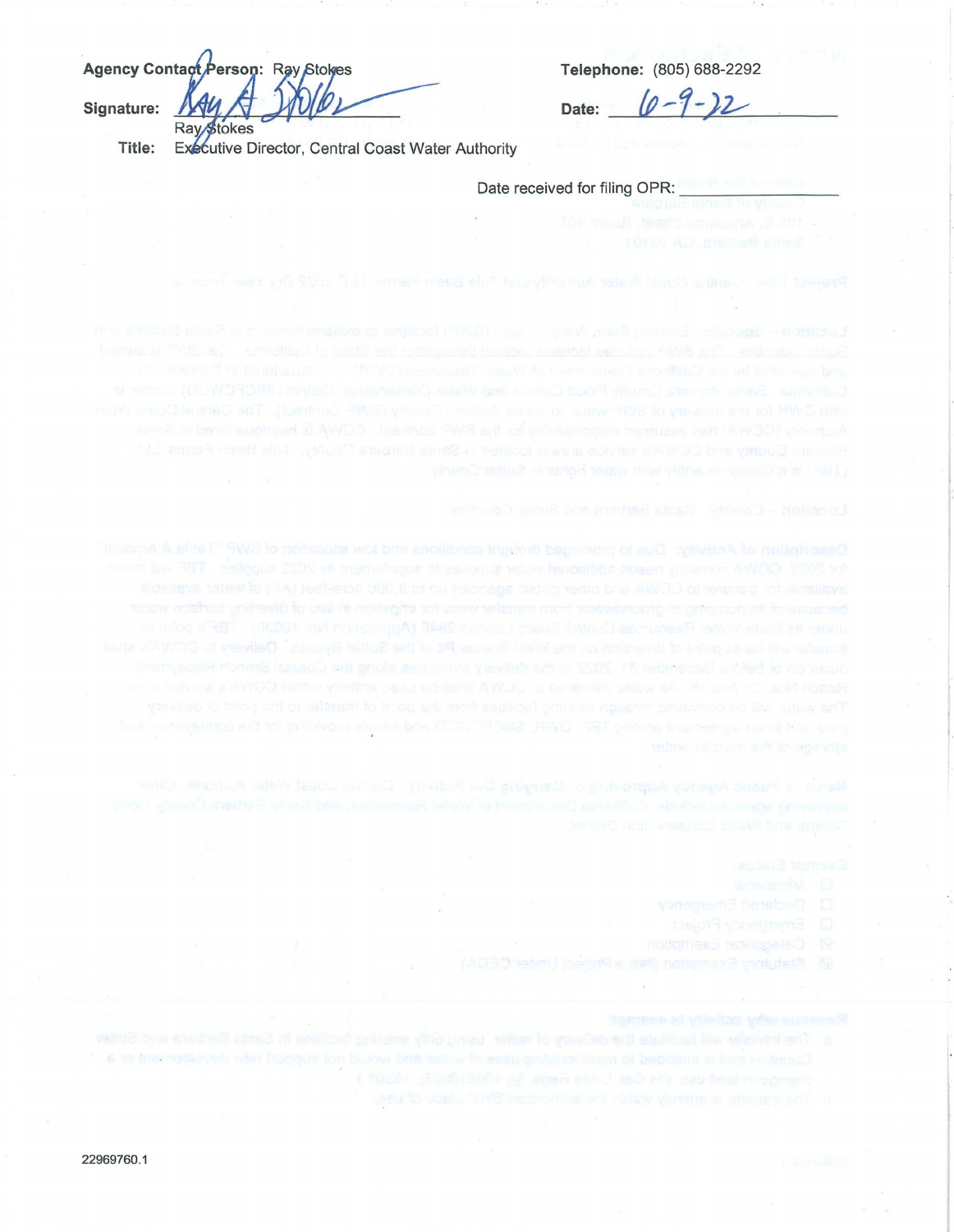**Agency Contact Person:** Ray Stokes

**Telephone:** (805) 688-2292

**Signature:** _[signature]_
Ray Stokes

**Date:** 6-9-22

**Title:** Executive Director, Central Coast Water Authority

Date received for filing OPR: ____________